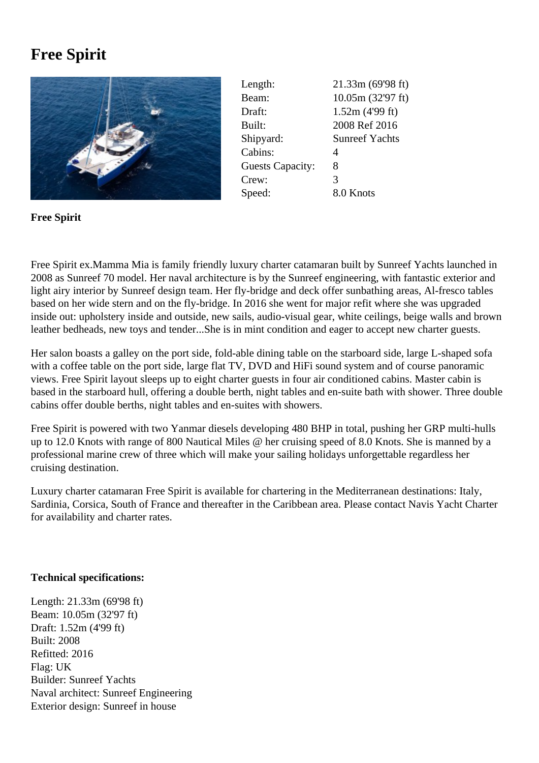# Free Spirit

| | |
|---|---|
| Length: | 21.33m (69'98 ft) |
| Beam: | 10.05m (32'97 ft) |
| Draft: | 1.52m (4'99 ft) |
| Built: | 2008 Ref 2016 |
| Shipyard: | Sunreef Yachts |
| Cabins: | 4 |
| Guests Capacity: | 8 |
| Crew: | 3 |
| Speed: | 8.0 Knots |

**Free Spirit**

Free Spirit ex.Mamma Mia is family friendly luxury charter catamaran built by Sunreef Yachts launched in 2008 as Sunreef 70 model. Her naval architecture is by the Sunreef engineering, with fantastic exterior and light airy interior by Sunreef design team. Her fly-bridge and deck offer sunbathing areas, Al-fresco tables based on her wide stern and on the fly-bridge. In 2016 she went for major refit where she was upgraded inside out: upholstery inside and outside, new sails, audio-visual gear, white ceilings, beige walls and brown leather bedheads, new toys and tender...She is in mint condition and eager to accept new charter guests.

Her salon boasts a galley on the port side, fold-able dining table on the starboard side, large L-shaped sofa with a coffee table on the port side, large flat TV, DVD and HiFi sound system and of course panoramic views. Free Spirit layout sleeps up to eight charter guests in four air conditioned cabins. Master cabin is based in the starboard hull, offering a double berth, night tables and en-suite bath with shower. Three double cabins offer double berths, night tables and en-suites with showers.

Free Spirit is powered with two Yanmar diesels developing 480 BHP in total, pushing her GRP multi-hulls up to 12.0 Knots with range of 800 Nautical Miles @ her cruising speed of 8.0 Knots. She is manned by a professional marine crew of three which will make your sailing holidays unforgettable regardless her cruising destination.

Luxury charter catamaran Free Spirit is available for chartering in the Mediterranean destinations: Italy, Sardinia, Corsica, South of France and thereafter in the Caribbean area. Please contact Navis Yacht Charter for availability and charter rates.

**Technical specifications:**

Length: 21.33m (69'98 ft)
Beam: 10.05m (32'97 ft)
Draft: 1.52m (4'99 ft)
Built: 2008
Refitted: 2016
Flag: UK
Builder: Sunreef Yachts
Naval architect: Sunreef Engineering
Exterior design: Sunreef in house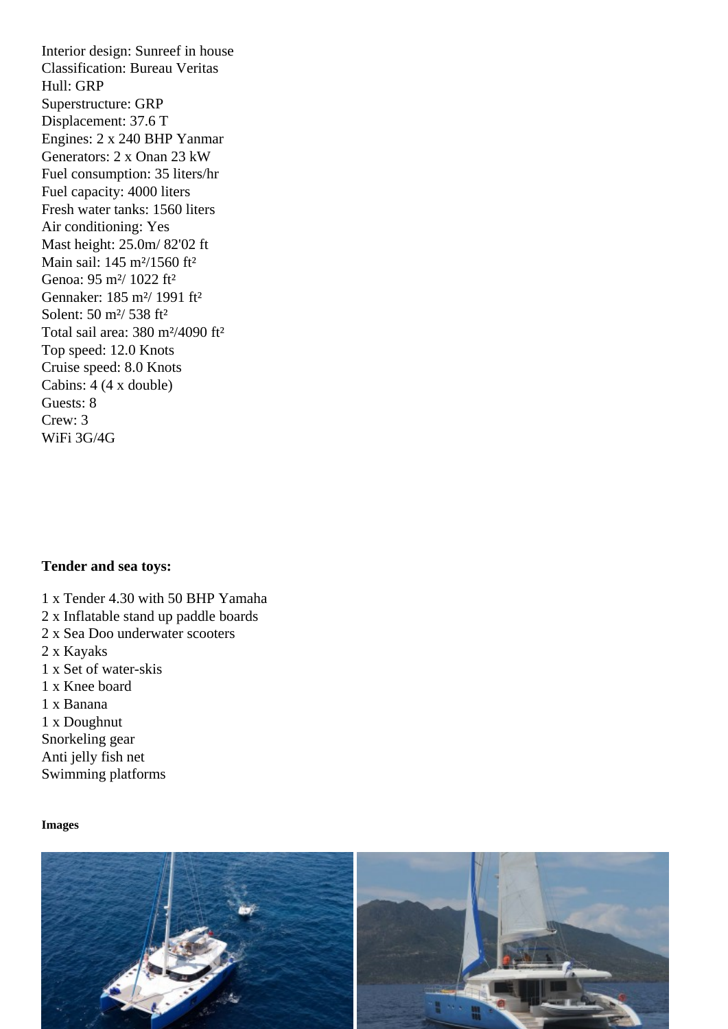Interior design: Sunreef in house
Classification: Bureau Veritas
Hull: GRP
Superstructure: GRP
Displacement: 37.6 T
Engines: 2 x 240 BHP Yanmar
Generators: 2 x Onan 23 kW
Fuel consumption: 35 liters/hr
Fuel capacity: 4000 liters
Fresh water tanks: 1560 liters
Air conditioning: Yes
Mast height: 25.0m/ 82'02 ft
Main sail: 145 m²/1560 ft²
Genoa: 95 m²/ 1022 ft²
Gennaker: 185 m²/ 1991 ft²
Solent: 50 m²/ 538 ft²
Total sail area: 380 m²/4090 ft²
Top speed: 12.0 Knots
Cruise speed: 8.0 Knots
Cabins: 4 (4 x double)
Guests: 8
Crew: 3
WiFi 3G/4G

**Tender and sea toys:**

1 x Tender 4.30 with 50 BHP Yamaha
2 x Inflatable stand up paddle boards
2 x Sea Doo underwater scooters
2 x Kayaks
1 x Set of water-skis
1 x Knee board
1 x Banana
1 x Doughnut
Snorkeling gear
Anti jelly fish net
Swimming platforms

**Images**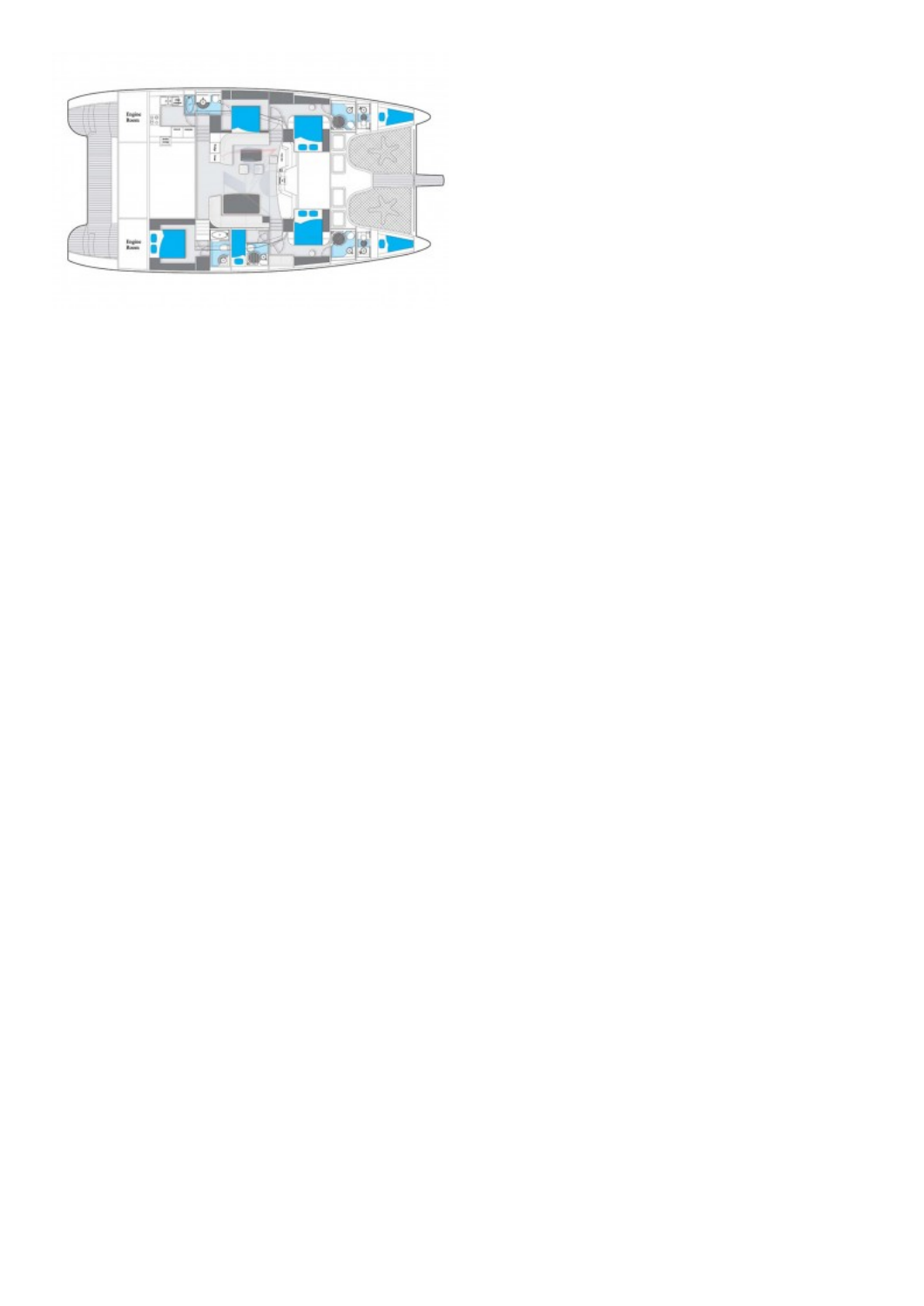Engine Room

Engine Room